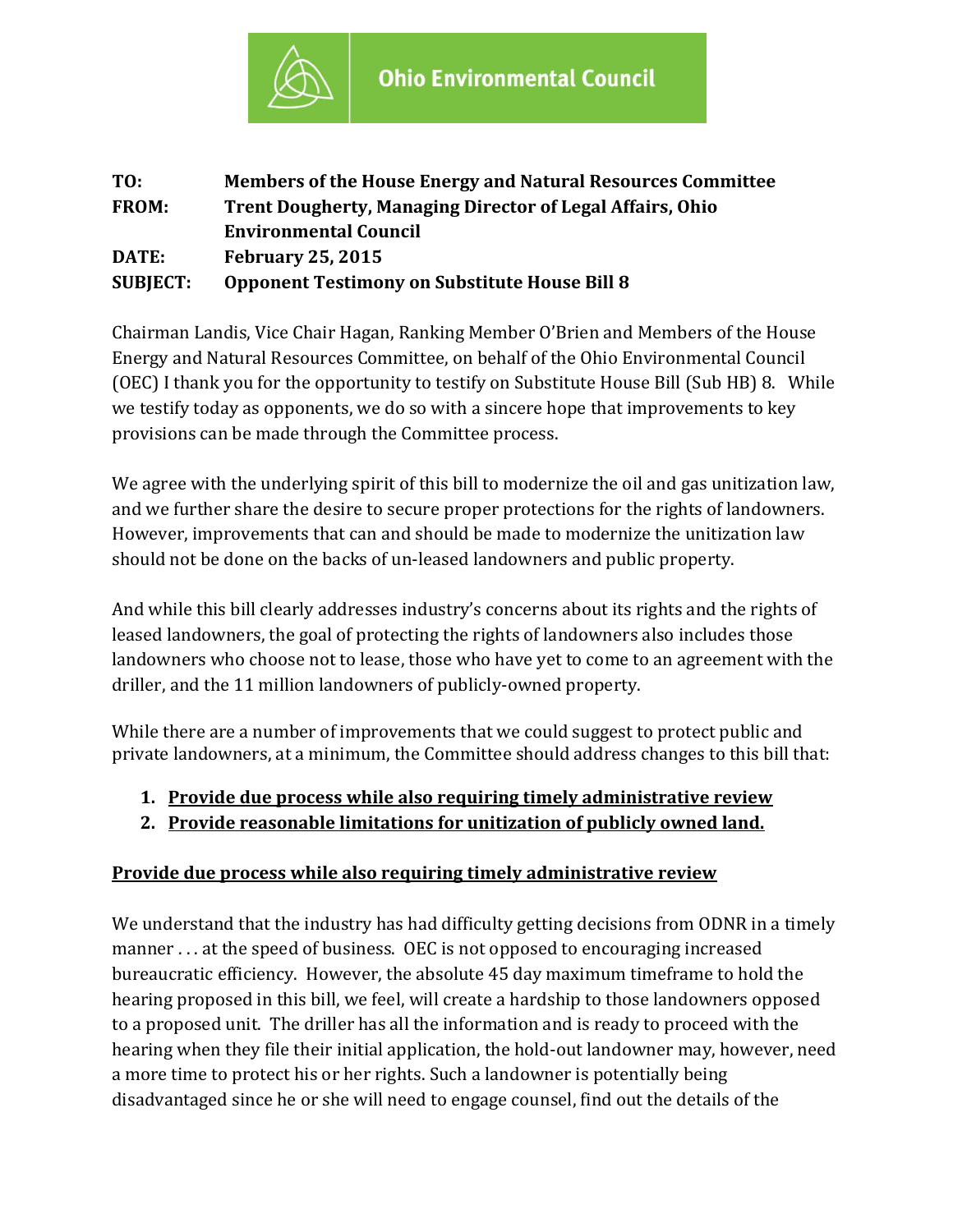**Ohio Environmental Council**

**TO:** Members of the House Energy and Natural Resources Committee
**FROM:** Trent Dougherty, Managing Director of Legal Affairs, Ohio Environmental Council
**DATE:** February 25, 2015
**SUBJECT:** Opponent Testimony on Substitute House Bill 8

Chairman Landis, Vice Chair Hagan, Ranking Member O'Brien and Members of the House Energy and Natural Resources Committee, on behalf of the Ohio Environmental Council (OEC) I thank you for the opportunity to testify on Substitute House Bill (Sub HB) 8. While we testify today as opponents, we do so with a sincere hope that improvements to key provisions can be made through the Committee process.

We agree with the underlying spirit of this bill to modernize the oil and gas unitization law, and we further share the desire to secure proper protections for the rights of landowners. However, improvements that can and should be made to modernize the unitization law should not be done on the backs of un-leased landowners and public property.

And while this bill clearly addresses industry's concerns about its rights and the rights of leased landowners, the goal of protecting the rights of landowners also includes those landowners who choose not to lease, those who have yet to come to an agreement with the driller, and the 11 million landowners of publicly-owned property.

While there are a number of improvements that we could suggest to protect public and private landowners, at a minimum, the Committee should address changes to this bill that:

1. **Provide due process while also requiring timely administrative review**
2. **Provide reasonable limitations for unitization of publicly owned land.**

## Provide due process while also requiring timely administrative review

We understand that the industry has had difficulty getting decisions from ODNR in a timely manner . . . at the speed of business. OEC is not opposed to encouraging increased bureaucratic efficiency. However, the absolute 45 day maximum timeframe to hold the hearing proposed in this bill, we feel, will create a hardship to those landowners opposed to a proposed unit. The driller has all the information and is ready to proceed with the hearing when they file their initial application, the hold-out landowner may, however, need a more time to protect his or her rights. Such a landowner is potentially being disadvantaged since he or she will need to engage counsel, find out the details of the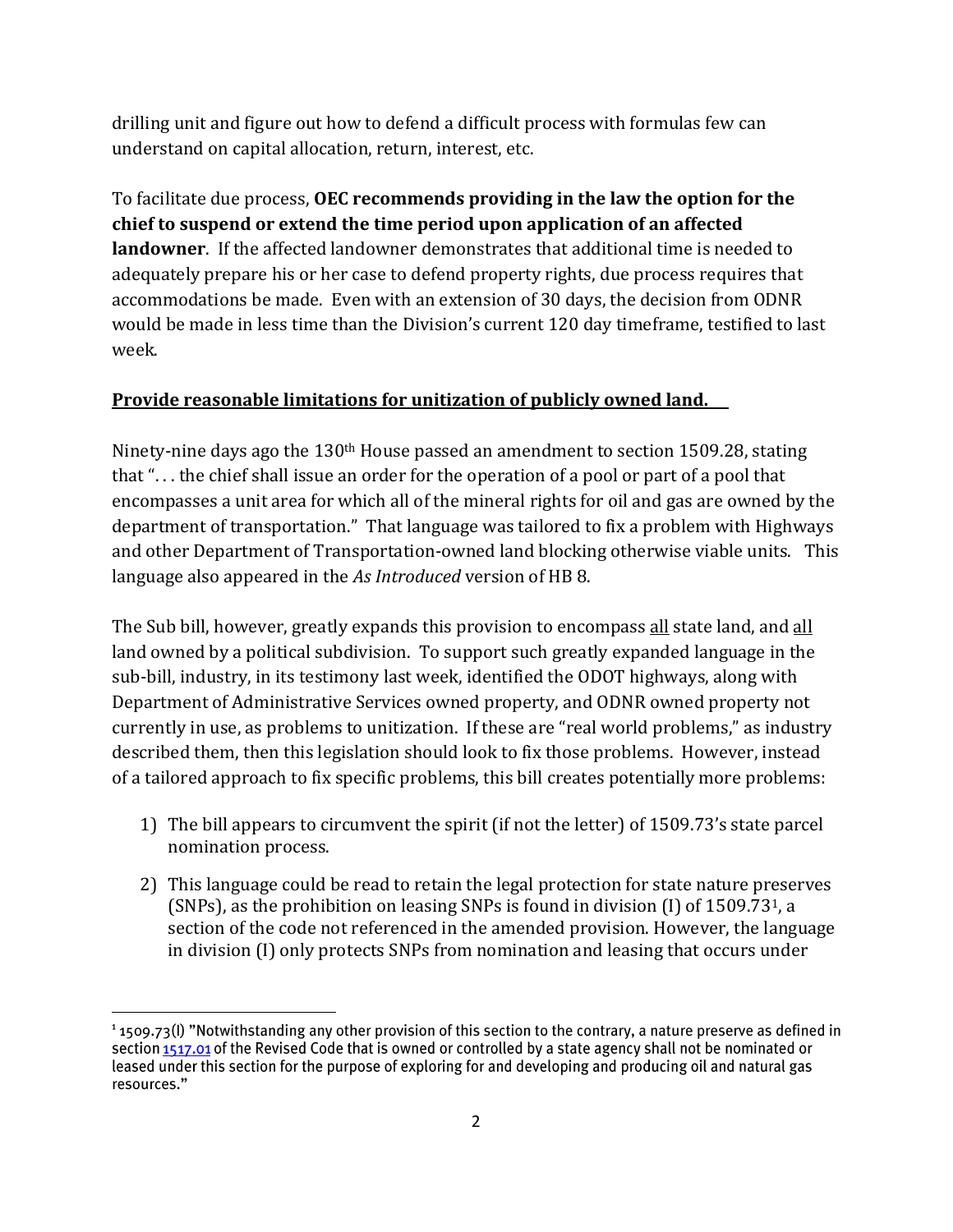drilling unit and figure out how to defend a difficult process with formulas few can understand on capital allocation, return, interest, etc.

To facilitate due process, **OEC recommends providing in the law the option for the chief to suspend or extend the time period upon application of an affected landowner**. If the affected landowner demonstrates that additional time is needed to adequately prepare his or her case to defend property rights, due process requires that accommodations be made. Even with an extension of 30 days, the decision from ODNR would be made in less time than the Division's current 120 day timeframe, testified to last week.

**Provide reasonable limitations for unitization of publicly owned land.**

Ninety-nine days ago the 130th House passed an amendment to section 1509.28, stating that ". . . the chief shall issue an order for the operation of a pool or part of a pool that encompasses a unit area for which all of the mineral rights for oil and gas are owned by the department of transportation." That language was tailored to fix a problem with Highways and other Department of Transportation-owned land blocking otherwise viable units. This language also appeared in the *As Introduced* version of HB 8.

The Sub bill, however, greatly expands this provision to encompass all state land, and all land owned by a political subdivision. To support such greatly expanded language in the sub-bill, industry, in its testimony last week, identified the ODOT highways, along with Department of Administrative Services owned property, and ODNR owned property not currently in use, as problems to unitization. If these are "real world problems," as industry described them, then this legislation should look to fix those problems. However, instead of a tailored approach to fix specific problems, this bill creates potentially more problems:

1) The bill appears to circumvent the spirit (if not the letter) of 1509.73's state parcel nomination process.
2) This language could be read to retain the legal protection for state nature preserves (SNPs), as the prohibition on leasing SNPs is found in division (I) of 1509.73[1], a section of the code not referenced in the amended provision. However, the language in division (I) only protects SNPs from nomination and leasing that occurs under

[1] 1509.73(I) "Notwithstanding any other provision of this section to the contrary, a nature preserve as defined in section 1517.01 of the Revised Code that is owned or controlled by a state agency shall not be nominated or leased under this section for the purpose of exploring for and developing and producing oil and natural gas resources."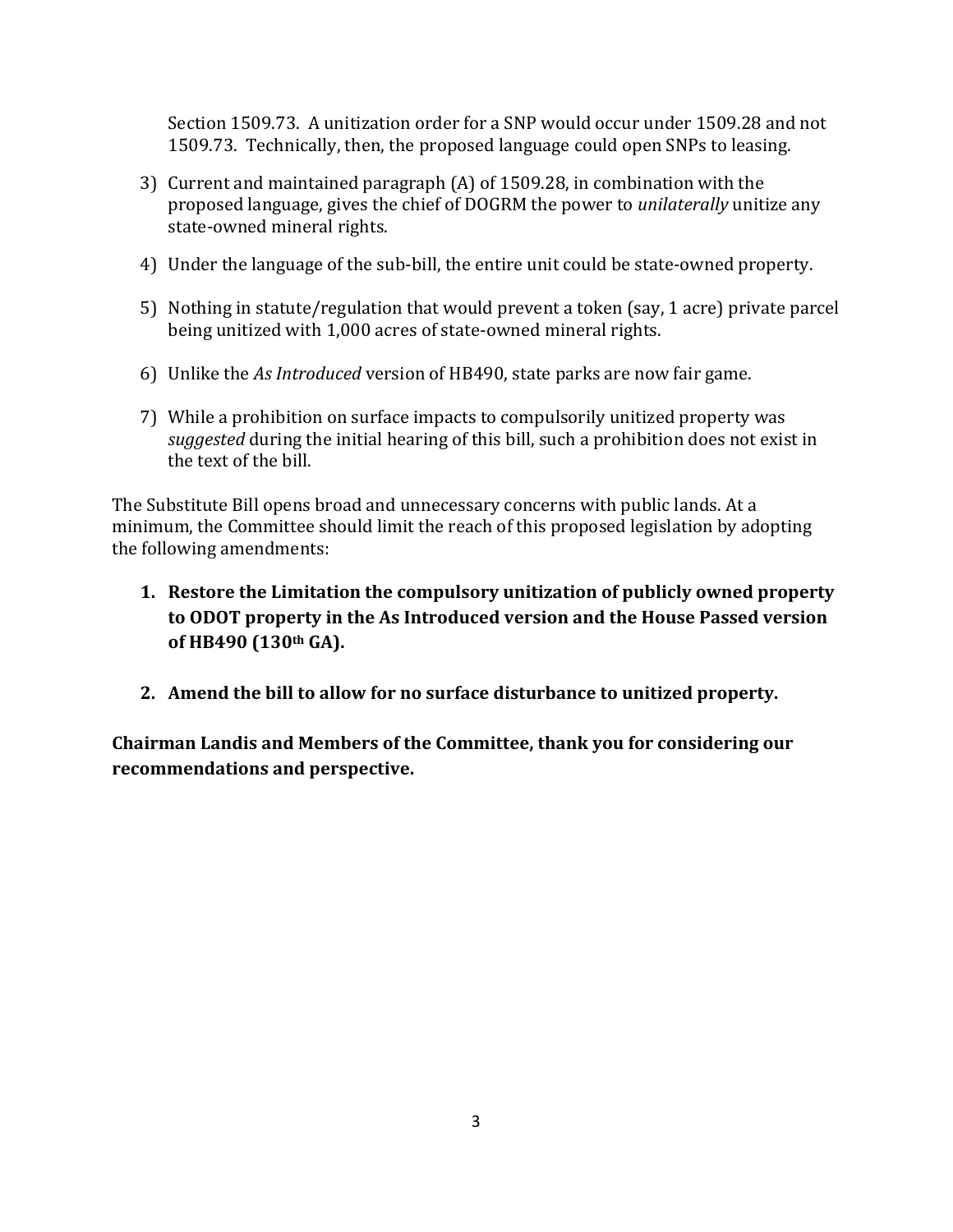Section 1509.73. A unitization order for a SNP would occur under 1509.28 and not 1509.73. Technically, then, the proposed language could open SNPs to leasing.

3) Current and maintained paragraph (A) of 1509.28, in combination with the proposed language, gives the chief of DOGRM the power to *unilaterally* unitize any state-owned mineral rights.

4) Under the language of the sub-bill, the entire unit could be state-owned property.

5) Nothing in statute/regulation that would prevent a token (say, 1 acre) private parcel being unitized with 1,000 acres of state-owned mineral rights.

6) Unlike the *As Introduced* version of HB490, state parks are now fair game.

7) While a prohibition on surface impacts to compulsorily unitized property was *suggested* during the initial hearing of this bill, such a prohibition does not exist in the text of the bill.

The Substitute Bill opens broad and unnecessary concerns with public lands. At a minimum, the Committee should limit the reach of this proposed legislation by adopting the following amendments:

1. **Restore the Limitation the compulsory unitization of publicly owned property to ODOT property in the As Introduced version and the House Passed version of HB490 (130th GA).**

2. **Amend the bill to allow for no surface disturbance to unitized property.**

**Chairman Landis and Members of the Committee, thank you for considering our recommendations and perspective.**